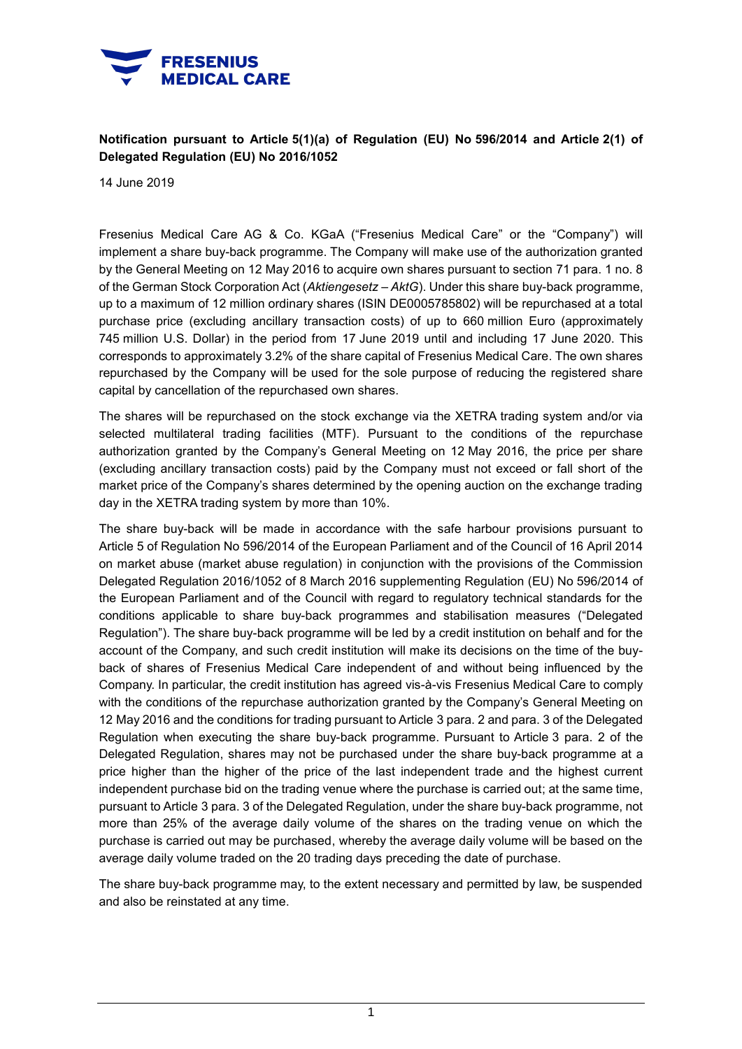**Notification pursuant to Article 5(1)(a) of Regulation (EU) No 596/2014 and Article 2(1) of Delegated Regulation (EU) No 2016/1052**

14 June 2019

Fresenius Medical Care AG & Co. KGaA ("Fresenius Medical Care" or the "Company") will implement a share buy-back programme. The Company will make use of the authorization granted by the General Meeting on 12 May 2016 to acquire own shares pursuant to section 71 para. 1 no. 8 of the German Stock Corporation Act (*Aktiengesetz – AktG*). Under this share buy-back programme, up to a maximum of 12 million ordinary shares (ISIN DE0005785802) will be repurchased at a total purchase price (excluding ancillary transaction costs) of up to 660 million Euro (approximately 745 million U.S. Dollar) in the period from 17 June 2019 until and including 17 June 2020. This corresponds to approximately 3.2% of the share capital of Fresenius Medical Care. The own shares repurchased by the Company will be used for the sole purpose of reducing the registered share capital by cancellation of the repurchased own shares.

The shares will be repurchased on the stock exchange via the XETRA trading system and/or via selected multilateral trading facilities (MTF). Pursuant to the conditions of the repurchase authorization granted by the Company's General Meeting on 12 May 2016, the price per share (excluding ancillary transaction costs) paid by the Company must not exceed or fall short of the market price of the Company's shares determined by the opening auction on the exchange trading day in the XETRA trading system by more than 10%.

The share buy-back will be made in accordance with the safe harbour provisions pursuant to Article 5 of Regulation No 596/2014 of the European Parliament and of the Council of 16 April 2014 on market abuse (market abuse regulation) in conjunction with the provisions of the Commission Delegated Regulation 2016/1052 of 8 March 2016 supplementing Regulation (EU) No 596/2014 of the European Parliament and of the Council with regard to regulatory technical standards for the conditions applicable to share buy-back programmes and stabilisation measures ("Delegated Regulation"). The share buy-back programme will be led by a credit institution on behalf and for the account of the Company, and such credit institution will make its decisions on the time of the buy-back of shares of Fresenius Medical Care independent of and without being influenced by the Company. In particular, the credit institution has agreed vis-à-vis Fresenius Medical Care to comply with the conditions of the repurchase authorization granted by the Company's General Meeting on 12 May 2016 and the conditions for trading pursuant to Article 3 para. 2 and para. 3 of the Delegated Regulation when executing the share buy-back programme. Pursuant to Article 3 para. 2 of the Delegated Regulation, shares may not be purchased under the share buy-back programme at a price higher than the higher of the price of the last independent trade and the highest current independent purchase bid on the trading venue where the purchase is carried out; at the same time, pursuant to Article 3 para. 3 of the Delegated Regulation, under the share buy-back programme, not more than 25% of the average daily volume of the shares on the trading venue on which the purchase is carried out may be purchased, whereby the average daily volume will be based on the average daily volume traded on the 20 trading days preceding the date of purchase.

The share buy-back programme may, to the extent necessary and permitted by law, be suspended and also be reinstated at any time.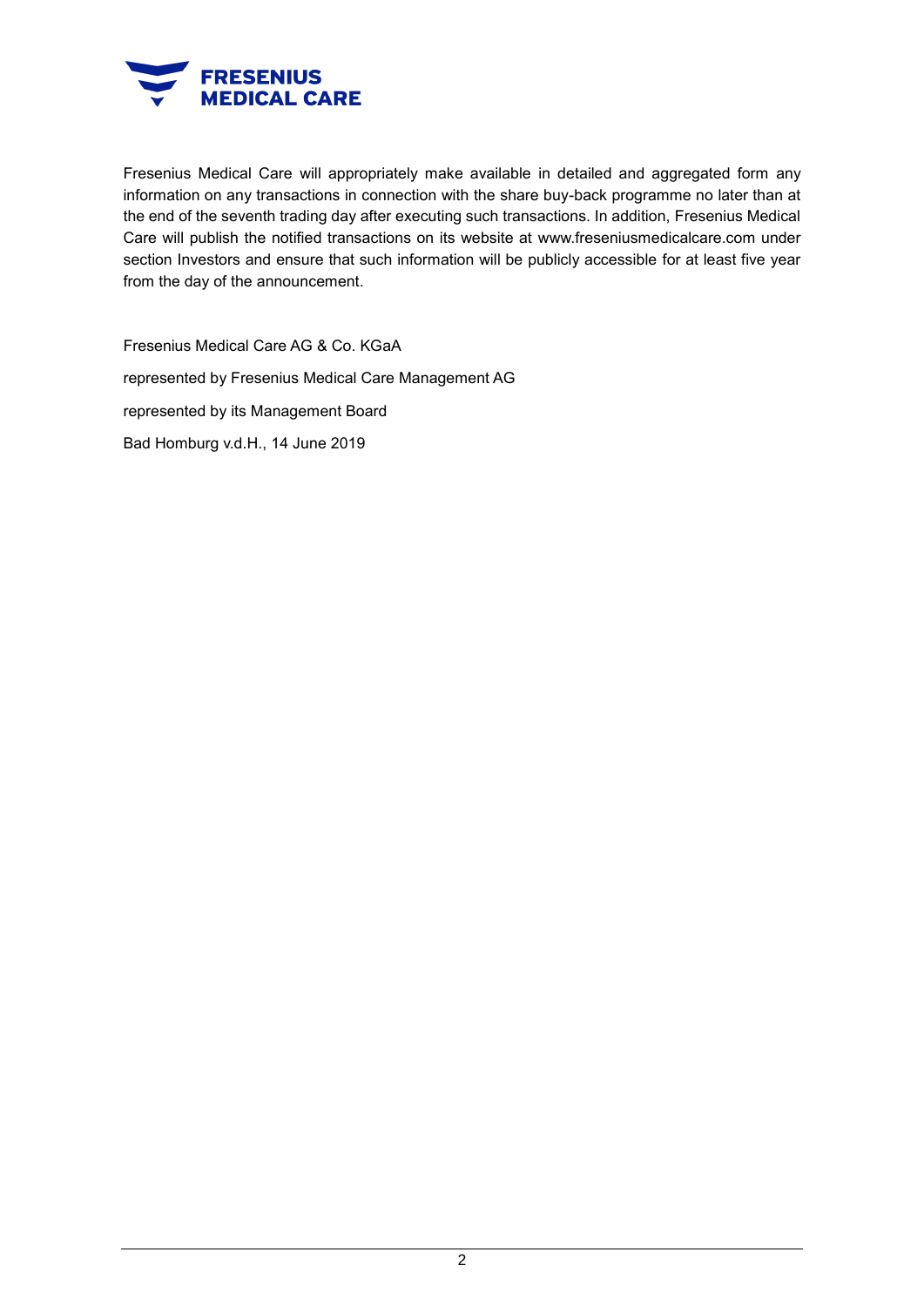Fresenius Medical Care will appropriately make available in detailed and aggregated form any information on any transactions in connection with the share buy-back programme no later than at the end of the seventh trading day after executing such transactions. In addition, Fresenius Medical Care will publish the notified transactions on its website at www.freseniusmedicalcare.com under section Investors and ensure that such information will be publicly accessible for at least five year from the day of the announcement.

Fresenius Medical Care AG & Co. KGaA

represented by Fresenius Medical Care Management AG

represented by its Management Board

Bad Homburg v.d.H., 14 June 2019